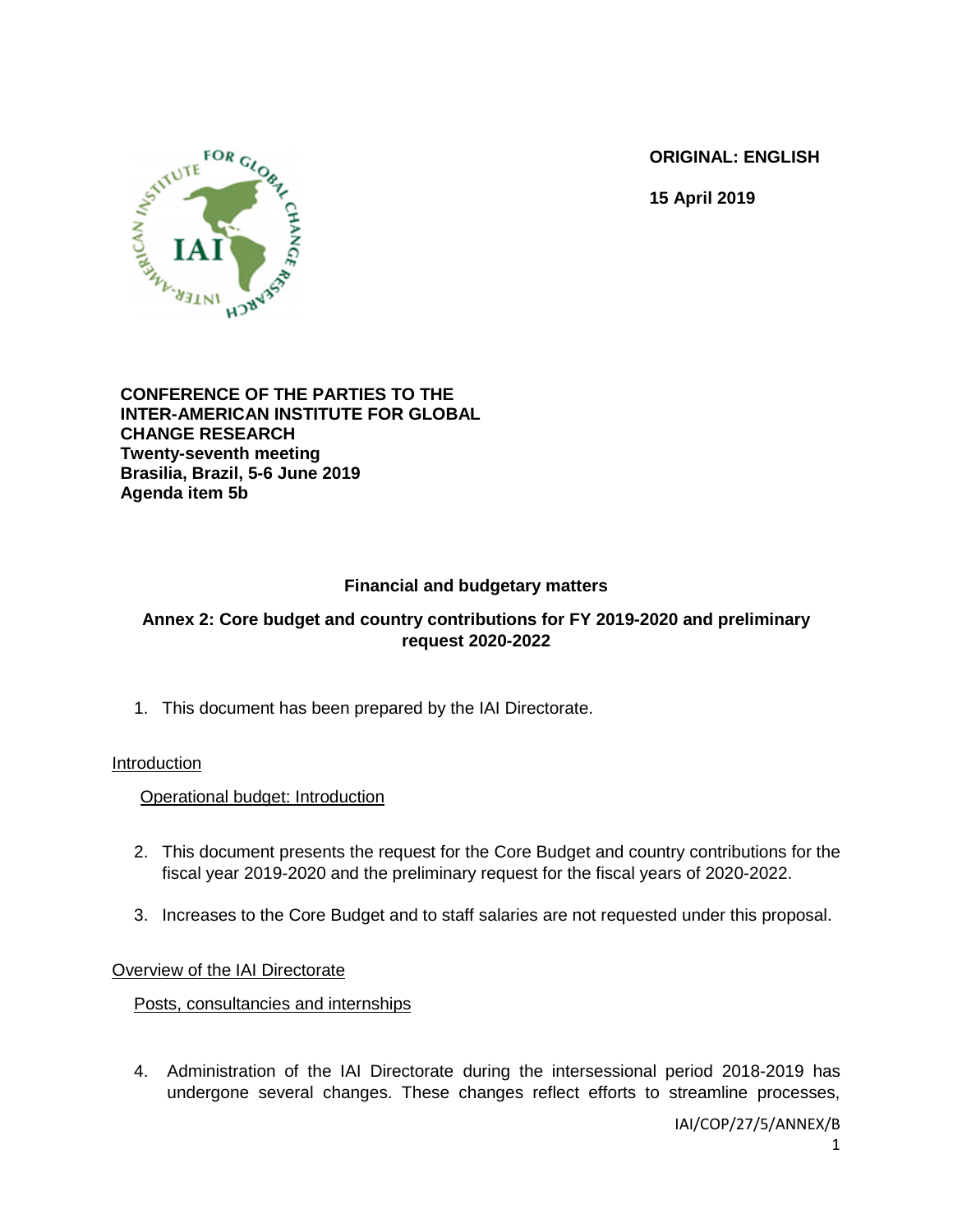**ORIGINAL: ENGLISH**

**15 April 2019**

**CONFERENCE OF THE PARTIES TO THE INTER-AMERICAN INSTITUTE FOR GLOBAL CHANGE RESEARCH**
**Twenty-seventh meeting**
**Brasilia, Brazil, 5-6 June 2019**
**Agenda item 5b**

## Financial and budgetary matters

## Annex 2: Core budget and country contributions for FY 2019-2020 and preliminary request 2020-2022

1. This document has been prepared by the IAI Directorate.

Introduction

Operational budget: Introduction

2. This document presents the request for the Core Budget and country contributions for the fiscal year 2019-2020 and the preliminary request for the fiscal years of 2020-2022.

3. Increases to the Core Budget and to staff salaries are not requested under this proposal.

Overview of the IAI Directorate

Posts, consultancies and internships

4. Administration of the IAI Directorate during the intersessional period 2018-2019 has undergone several changes. These changes reflect efforts to streamline processes,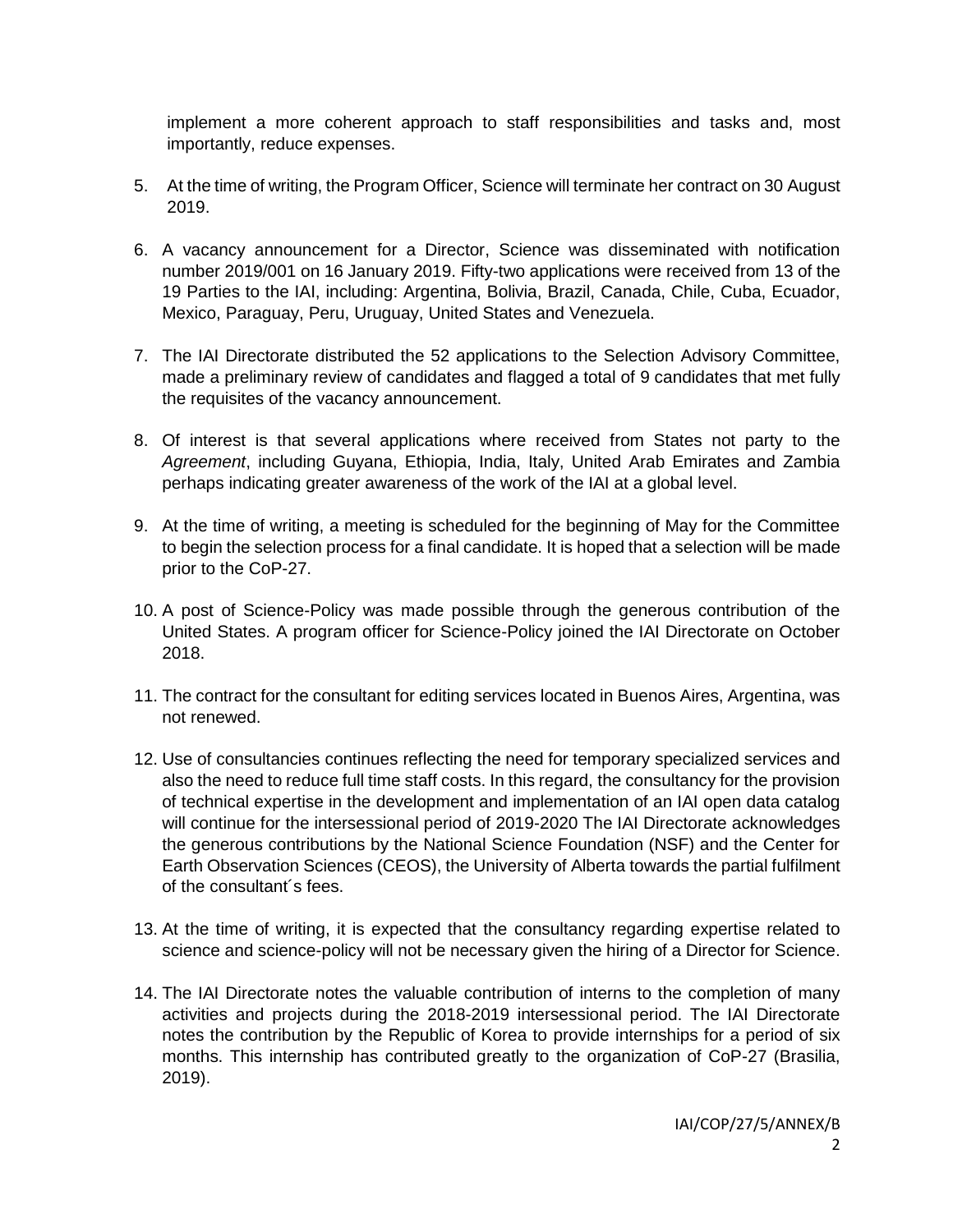implement a more coherent approach to staff responsibilities and tasks and, most importantly, reduce expenses.

5. At the time of writing, the Program Officer, Science will terminate her contract on 30 August 2019.

6. A vacancy announcement for a Director, Science was disseminated with notification number 2019/001 on 16 January 2019. Fifty-two applications were received from 13 of the 19 Parties to the IAI, including: Argentina, Bolivia, Brazil, Canada, Chile, Cuba, Ecuador, Mexico, Paraguay, Peru, Uruguay, United States and Venezuela.

7. The IAI Directorate distributed the 52 applications to the Selection Advisory Committee, made a preliminary review of candidates and flagged a total of 9 candidates that met fully the requisites of the vacancy announcement.

8. Of interest is that several applications where received from States not party to the *Agreement*, including Guyana, Ethiopia, India, Italy, United Arab Emirates and Zambia perhaps indicating greater awareness of the work of the IAI at a global level.

9. At the time of writing, a meeting is scheduled for the beginning of May for the Committee to begin the selection process for a final candidate. It is hoped that a selection will be made prior to the CoP-27.

10. A post of Science-Policy was made possible through the generous contribution of the United States. A program officer for Science-Policy joined the IAI Directorate on October 2018.

11. The contract for the consultant for editing services located in Buenos Aires, Argentina, was not renewed.

12. Use of consultancies continues reflecting the need for temporary specialized services and also the need to reduce full time staff costs. In this regard, the consultancy for the provision of technical expertise in the development and implementation of an IAI open data catalog will continue for the intersessional period of 2019-2020 The IAI Directorate acknowledges the generous contributions by the National Science Foundation (NSF) and the Center for Earth Observation Sciences (CEOS), the University of Alberta towards the partial fulfilment of the consultant´s fees.

13. At the time of writing, it is expected that the consultancy regarding expertise related to science and science-policy will not be necessary given the hiring of a Director for Science.

14. The IAI Directorate notes the valuable contribution of interns to the completion of many activities and projects during the 2018-2019 intersessional period. The IAI Directorate notes the contribution by the Republic of Korea to provide internships for a period of six months. This internship has contributed greatly to the organization of CoP-27 (Brasilia, 2019).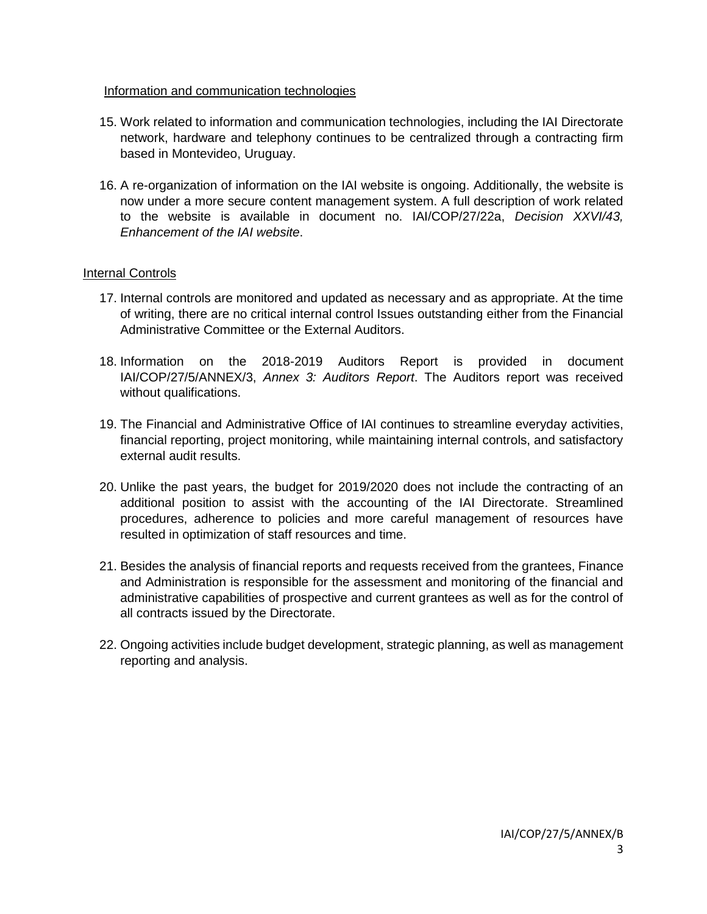Information and communication technologies

15. Work related to information and communication technologies, including the IAI Directorate network, hardware and telephony continues to be centralized through a contracting firm based in Montevideo, Uruguay.

16. A re-organization of information on the IAI website is ongoing. Additionally, the website is now under a more secure content management system. A full description of work related to the website is available in document no. IAI/COP/27/22a, *Decision XXVI/43, Enhancement of the IAI website*.

Internal Controls

17. Internal controls are monitored and updated as necessary and as appropriate. At the time of writing, there are no critical internal control Issues outstanding either from the Financial Administrative Committee or the External Auditors.

18. Information on the 2018-2019 Auditors Report is provided in document IAI/COP/27/5/ANNEX/3, *Annex 3: Auditors Report*. The Auditors report was received without qualifications.

19. The Financial and Administrative Office of IAI continues to streamline everyday activities, financial reporting, project monitoring, while maintaining internal controls, and satisfactory external audit results.

20. Unlike the past years, the budget for 2019/2020 does not include the contracting of an additional position to assist with the accounting of the IAI Directorate. Streamlined procedures, adherence to policies and more careful management of resources have resulted in optimization of staff resources and time.

21. Besides the analysis of financial reports and requests received from the grantees, Finance and Administration is responsible for the assessment and monitoring of the financial and administrative capabilities of prospective and current grantees as well as for the control of all contracts issued by the Directorate.

22. Ongoing activities include budget development, strategic planning, as well as management reporting and analysis.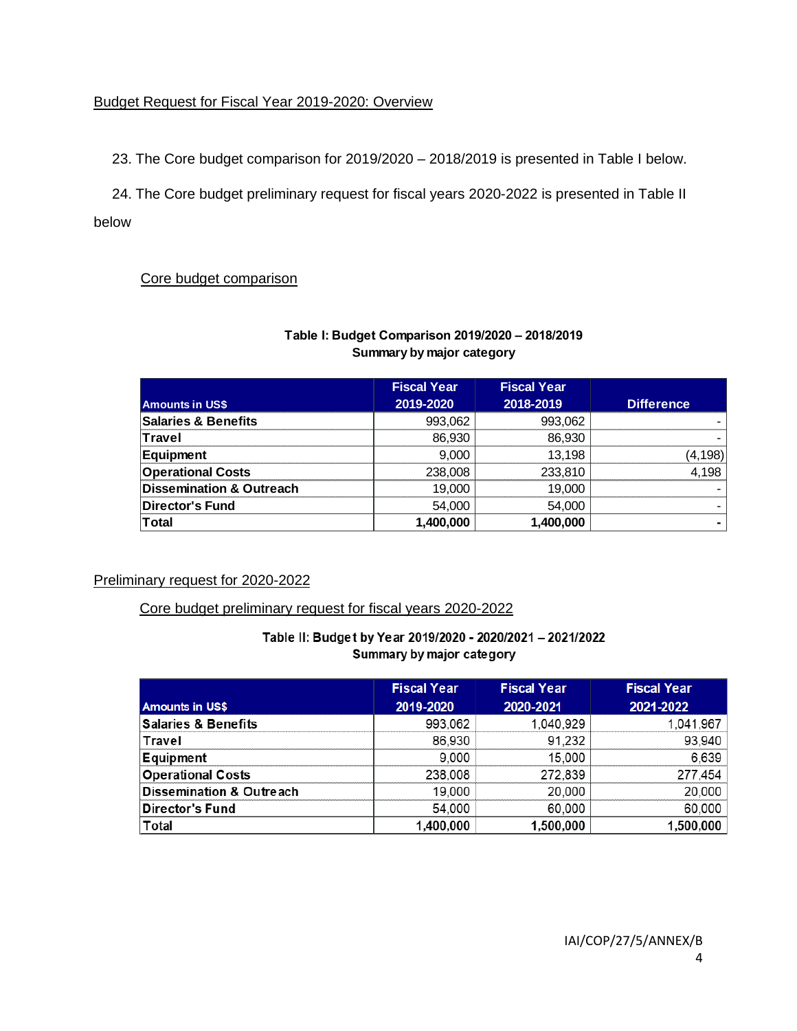Budget Request for Fiscal Year 2019-2020: Overview

23. The Core budget comparison for 2019/2020 – 2018/2019 is presented in Table I below.

24. The Core budget preliminary request for fiscal years 2020-2022 is presented in Table II below

Core budget comparison

**Table I: Budget Comparison 2019/2020 – 2018/2019**
**Summary by major category**

| Amounts in US$ | Fiscal Year 2019-2020 | Fiscal Year 2018-2019 | Difference |
|---|---|---|---|
| **Salaries & Benefits** | 993,062 | 993,062 | - |
| **Travel** | 86,930 | 86,930 | - |
| **Equipment** | 9,000 | 13,198 | (4,198) |
| **Operational Costs** | 238,008 | 233,810 | 4,198 |
| **Dissemination & Outreach** | 19,000 | 19,000 | - |
| **Director's Fund** | 54,000 | 54,000 | - |
| **Total** | **1,400,000** | **1,400,000** | **-** |

Preliminary request for 2020-2022

Core budget preliminary request for fiscal years 2020-2022

**Table II: Budget by Year 2019/2020 - 2020/2021 – 2021/2022**
**Summary by major category**

| Amounts in US$ | Fiscal Year 2019-2020 | Fiscal Year 2020-2021 | Fiscal Year 2021-2022 |
|---|---|---|---|
| **Salaries & Benefits** | 993,062 | 1,040,929 | 1,041,967 |
| **Travel** | 86,930 | 91,232 | 93,940 |
| **Equipment** | 9,000 | 15,000 | 6,639 |
| **Operational Costs** | 238,008 | 272,839 | 277,454 |
| **Dissemination & Outreach** | 19,000 | 20,000 | 20,000 |
| **Director's Fund** | 54,000 | 60,000 | 60,000 |
| **Total** | **1,400,000** | **1,500,000** | **1,500,000** |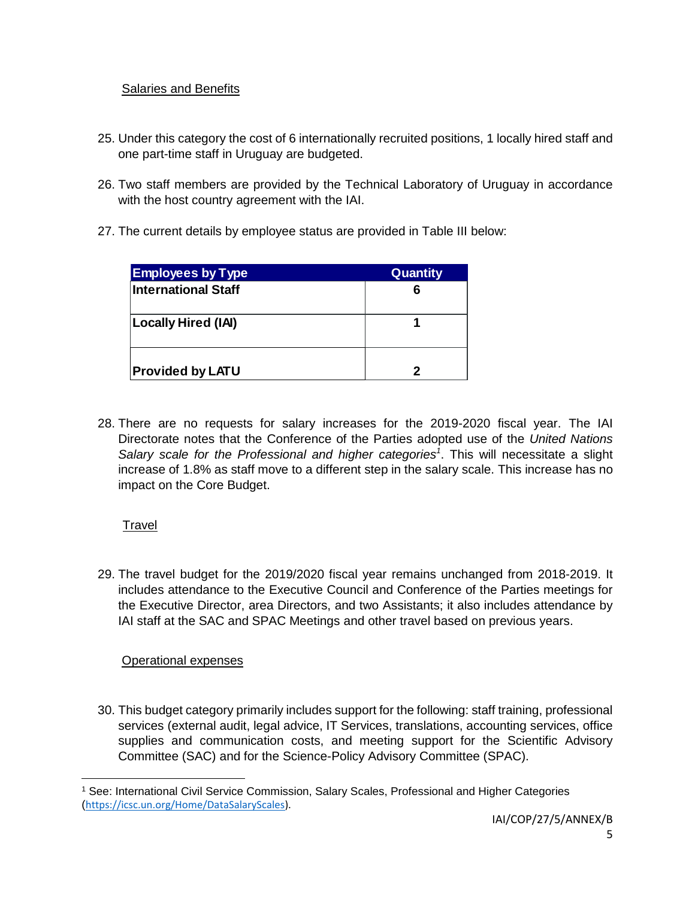Salaries and Benefits

25. Under this category the cost of 6 internationally recruited positions, 1 locally hired staff and one part-time staff in Uruguay are budgeted.

26. Two staff members are provided by the Technical Laboratory of Uruguay in accordance with the host country agreement with the IAI.

27. The current details by employee status are provided in Table III below:

| Employees by Type | Quantity |
|---|---|
| International Staff | 6 |
| Locally Hired (IAI) | 1 |
| Provided by LATU | 2 |

28. There are no requests for salary increases for the 2019-2020 fiscal year. The IAI Directorate notes that the Conference of the Parties adopted use of the *United Nations Salary scale for the Professional and higher categories*[1]. This will necessitate a slight increase of 1.8% as staff move to a different step in the salary scale. This increase has no impact on the Core Budget.

Travel

29. The travel budget for the 2019/2020 fiscal year remains unchanged from 2018-2019. It includes attendance to the Executive Council and Conference of the Parties meetings for the Executive Director, area Directors, and two Assistants; it also includes attendance by IAI staff at the SAC and SPAC Meetings and other travel based on previous years.

Operational expenses

30. This budget category primarily includes support for the following: staff training, professional services (external audit, legal advice, IT Services, translations, accounting services, office supplies and communication costs, and meeting support for the Scientific Advisory Committee (SAC) and for the Science-Policy Advisory Committee (SPAC).

[1] See: International Civil Service Commission, Salary Scales, Professional and Higher Categories (https://icsc.un.org/Home/DataSalaryScales).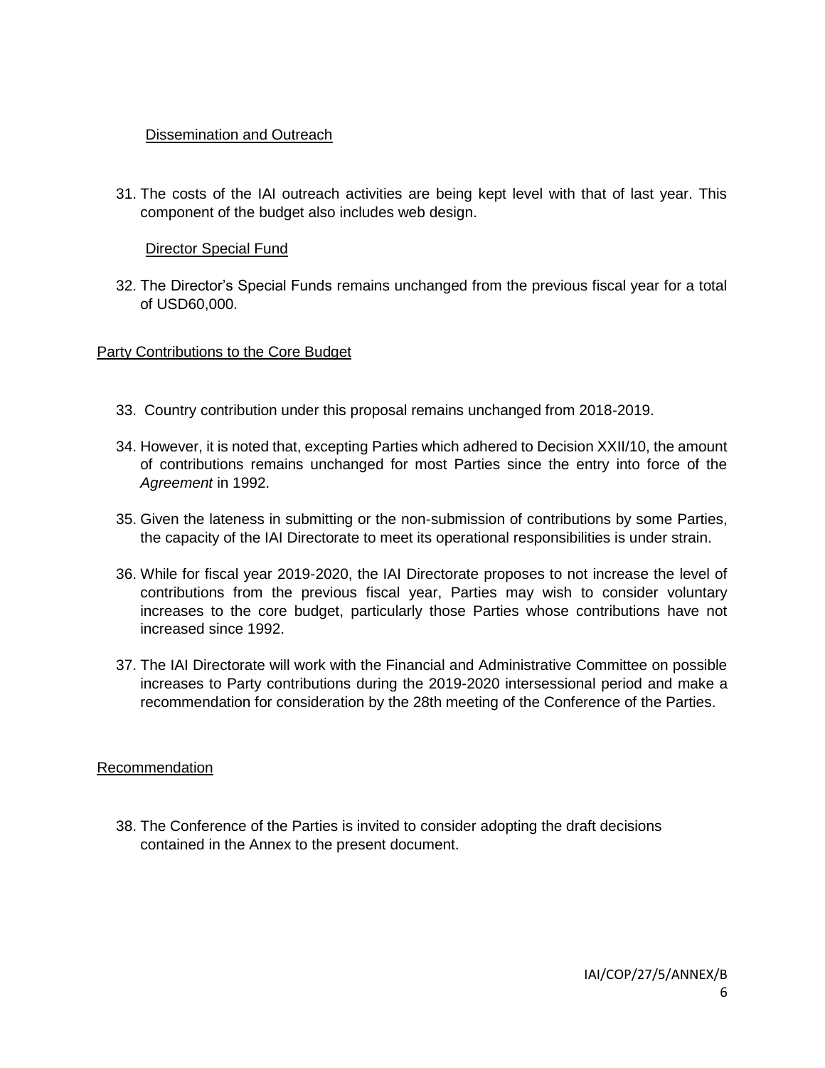Dissemination and Outreach

31. The costs of the IAI outreach activities are being kept level with that of last year. This component of the budget also includes web design.

Director Special Fund

32. The Director's Special Funds remains unchanged from the previous fiscal year for a total of USD60,000.

Party Contributions to the Core Budget

33. Country contribution under this proposal remains unchanged from 2018-2019.

34. However, it is noted that, excepting Parties which adhered to Decision XXII/10, the amount of contributions remains unchanged for most Parties since the entry into force of the *Agreement* in 1992.

35. Given the lateness in submitting or the non-submission of contributions by some Parties, the capacity of the IAI Directorate to meet its operational responsibilities is under strain.

36. While for fiscal year 2019-2020, the IAI Directorate proposes to not increase the level of contributions from the previous fiscal year, Parties may wish to consider voluntary increases to the core budget, particularly those Parties whose contributions have not increased since 1992.

37. The IAI Directorate will work with the Financial and Administrative Committee on possible increases to Party contributions during the 2019-2020 intersessional period and make a recommendation for consideration by the 28th meeting of the Conference of the Parties.

Recommendation

38. The Conference of the Parties is invited to consider adopting the draft decisions contained in the Annex to the present document.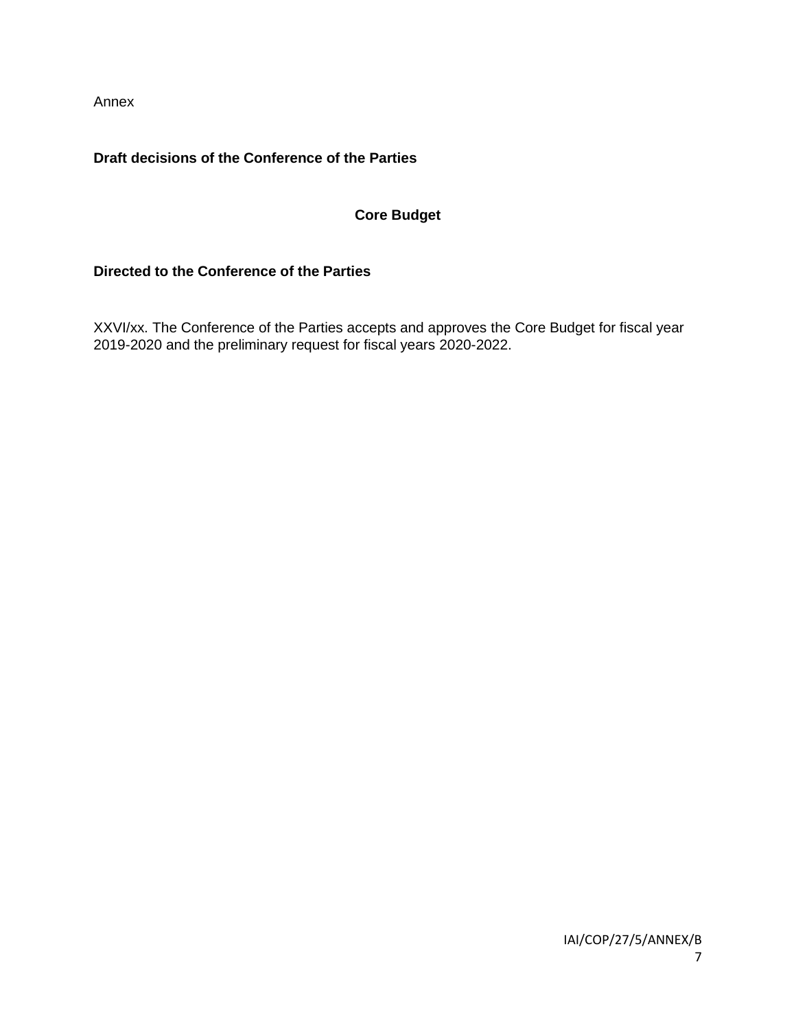Annex

**Draft decisions of the Conference of the Parties**

**Core Budget**

**Directed to the Conference of the Parties**

XXVI/xx. The Conference of the Parties accepts and approves the Core Budget for fiscal year 2019-2020 and the preliminary request for fiscal years 2020-2022.